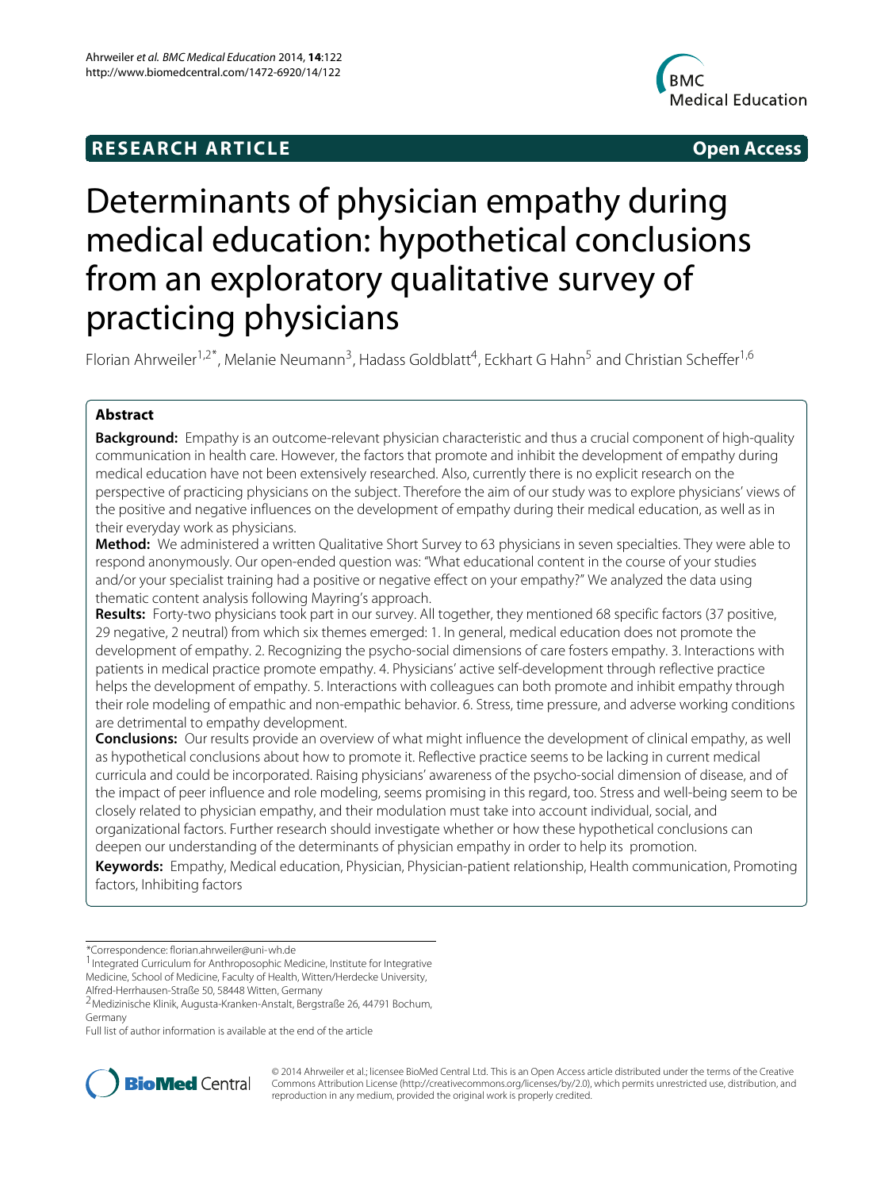**RESEARCH ARTICLE** **Open Access**

# Determinants of physician empathy during medical education: hypothetical conclusions from an exploratory qualitative survey of practicing physicians

Florian Ahrweiler[1,2*], Melanie Neumann[3], Hadass Goldblatt[4], Eckhart G Hahn[5] and Christian Scheffer[1,6]

## Abstract

**Background:** Empathy is an outcome-relevant physician characteristic and thus a crucial component of high-quality communication in health care. However, the factors that promote and inhibit the development of empathy during medical education have not been extensively researched. Also, currently there is no explicit research on the perspective of practicing physicians on the subject. Therefore the aim of our study was to explore physicians' views of the positive and negative influences on the development of empathy during their medical education, as well as in their everyday work as physicians.

**Method:** We administered a written Qualitative Short Survey to 63 physicians in seven specialties. They were able to respond anonymously. Our open-ended question was: "What educational content in the course of your studies and/or your specialist training had a positive or negative effect on your empathy?" We analyzed the data using thematic content analysis following Mayring's approach.

**Results:** Forty-two physicians took part in our survey. All together, they mentioned 68 specific factors (37 positive, 29 negative, 2 neutral) from which six themes emerged: 1. In general, medical education does not promote the development of empathy. 2. Recognizing the psycho-social dimensions of care fosters empathy. 3. Interactions with patients in medical practice promote empathy. 4. Physicians' active self-development through reflective practice helps the development of empathy. 5. Interactions with colleagues can both promote and inhibit empathy through their role modeling of empathic and non-empathic behavior. 6. Stress, time pressure, and adverse working conditions are detrimental to empathy development.

**Conclusions:** Our results provide an overview of what might influence the development of clinical empathy, as well as hypothetical conclusions about how to promote it. Reflective practice seems to be lacking in current medical curricula and could be incorporated. Raising physicians' awareness of the psycho-social dimension of disease, and of the impact of peer influence and role modeling, seems promising in this regard, too. Stress and well-being seem to be closely related to physician empathy, and their modulation must take into account individual, social, and organizational factors. Further research should investigate whether or how these hypothetical conclusions can deepen our understanding of the determinants of physician empathy in order to help its promotion.

**Keywords:** Empathy, Medical education, Physician, Physician-patient relationship, Health communication, Promoting factors, Inhibiting factors

*Correspondence: florian.ahrweiler@uni-wh.de

[1] Integrated Curriculum for Anthroposophic Medicine, Institute for Integrative Medicine, School of Medicine, Faculty of Health, Witten/Herdecke University, Alfred-Herrhausen-Straße 50, 58448 Witten, Germany

[2] Medizinische Klinik, Augusta-Kranken-Anstalt, Bergstraße 26, 44791 Bochum, Germany

Full list of author information is available at the end of the article

© 2014 Ahrweiler et al.; licensee BioMed Central Ltd. This is an Open Access article distributed under the terms of the Creative Commons Attribution License (http://creativecommons.org/licenses/by/2.0), which permits unrestricted use, distribution, and reproduction in any medium, provided the original work is properly credited.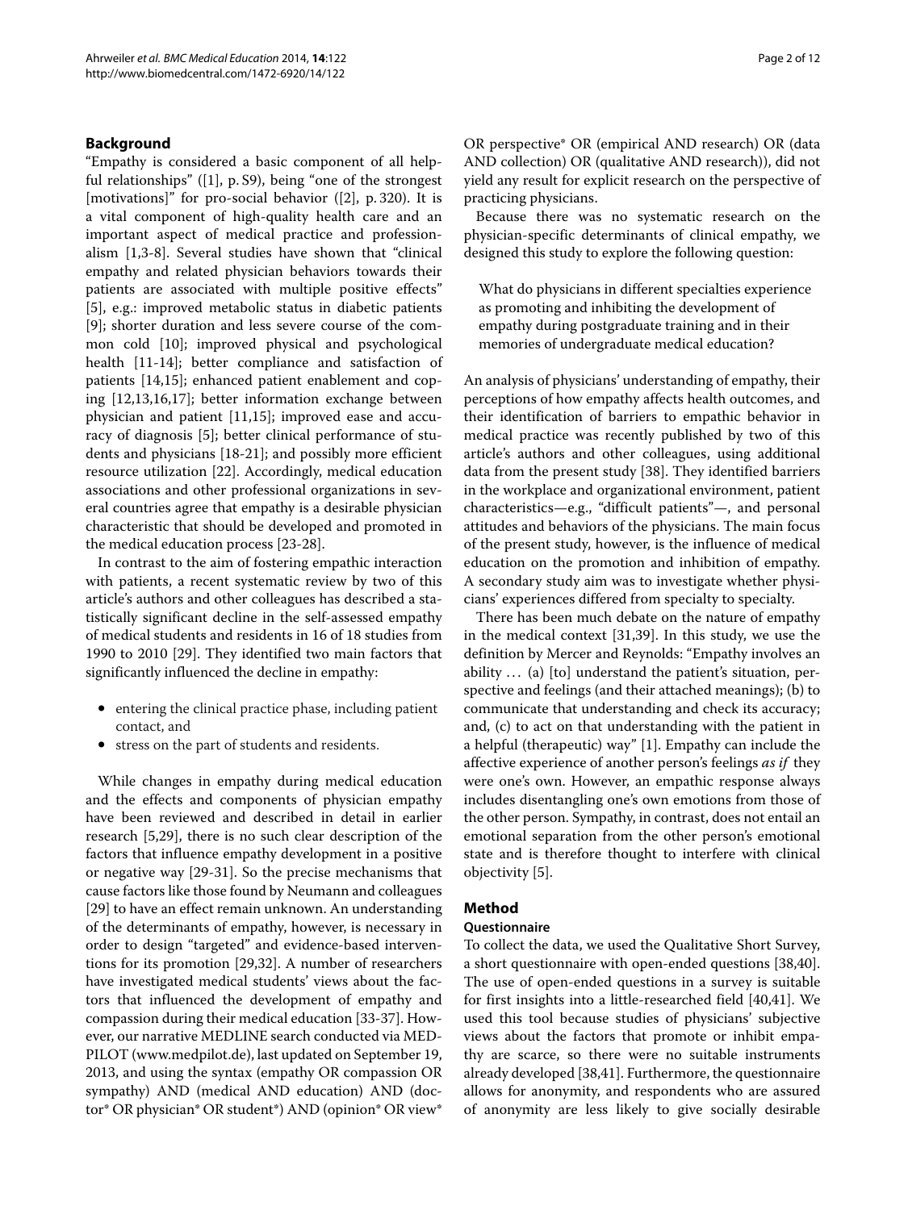## Background

"Empathy is considered a basic component of all helpful relationships" ([1], p. S9), being "one of the strongest [motivations]" for pro-social behavior ([2], p. 320). It is a vital component of high-quality health care and an important aspect of medical practice and professionalism [1,3-8]. Several studies have shown that "clinical empathy and related physician behaviors towards their patients are associated with multiple positive effects" [5], e.g.: improved metabolic status in diabetic patients [9]; shorter duration and less severe course of the common cold [10]; improved physical and psychological health [11-14]; better compliance and satisfaction of patients [14,15]; enhanced patient enablement and coping [12,13,16,17]; better information exchange between physician and patient [11,15]; improved ease and accuracy of diagnosis [5]; better clinical performance of students and physicians [18-21]; and possibly more efficient resource utilization [22]. Accordingly, medical education associations and other professional organizations in several countries agree that empathy is a desirable physician characteristic that should be developed and promoted in the medical education process [23-28].

In contrast to the aim of fostering empathic interaction with patients, a recent systematic review by two of this article's authors and other colleagues has described a statistically significant decline in the self-assessed empathy of medical students and residents in 16 of 18 studies from 1990 to 2010 [29]. They identified two main factors that significantly influenced the decline in empathy:

- entering the clinical practice phase, including patient contact, and
- stress on the part of students and residents.

While changes in empathy during medical education and the effects and components of physician empathy have been reviewed and described in detail in earlier research [5,29], there is no such clear description of the factors that influence empathy development in a positive or negative way [29-31]. So the precise mechanisms that cause factors like those found by Neumann and colleagues [29] to have an effect remain unknown. An understanding of the determinants of empathy, however, is necessary in order to design "targeted" and evidence-based interventions for its promotion [29,32]. A number of researchers have investigated medical students' views about the factors that influenced the development of empathy and compassion during their medical education [33-37]. However, our narrative MEDLINE search conducted via MEDPILOT (www.medpilot.de), last updated on September 19, 2013, and using the syntax (empathy OR compassion OR sympathy) AND (medical AND education) AND (doctor* OR physician* OR student*) AND (opinion* OR view* OR perspective* OR (empirical AND research) OR (data AND collection) OR (qualitative AND research)), did not yield any result for explicit research on the perspective of practicing physicians.

Because there was no systematic research on the physician-specific determinants of clinical empathy, we designed this study to explore the following question:

> What do physicians in different specialties experience as promoting and inhibiting the development of empathy during postgraduate training and in their memories of undergraduate medical education?

An analysis of physicians' understanding of empathy, their perceptions of how empathy affects health outcomes, and their identification of barriers to empathic behavior in medical practice was recently published by two of this article's authors and other colleagues, using additional data from the present study [38]. They identified barriers in the workplace and organizational environment, patient characteristics—e.g., "difficult patients"—, and personal attitudes and behaviors of the physicians. The main focus of the present study, however, is the influence of medical education on the promotion and inhibition of empathy. A secondary study aim was to investigate whether physicians' experiences differed from specialty to specialty.

There has been much debate on the nature of empathy in the medical context [31,39]. In this study, we use the definition by Mercer and Reynolds: "Empathy involves an ability ... (a) [to] understand the patient's situation, perspective and feelings (and their attached meanings); (b) to communicate that understanding and check its accuracy; and, (c) to act on that understanding with the patient in a helpful (therapeutic) way" [1]. Empathy can include the affective experience of another person's feelings *as if* they were one's own. However, an empathic response always includes disentangling one's own emotions from those of the other person. Sympathy, in contrast, does not entail an emotional separation from the other person's emotional state and is therefore thought to interfere with clinical objectivity [5].

## Method

### Questionnaire

To collect the data, we used the Qualitative Short Survey, a short questionnaire with open-ended questions [38,40]. The use of open-ended questions in a survey is suitable for first insights into a little-researched field [40,41]. We used this tool because studies of physicians' subjective views about the factors that promote or inhibit empathy are scarce, so there were no suitable instruments already developed [38,41]. Furthermore, the questionnaire allows for anonymity, and respondents who are assured of anonymity are less likely to give socially desirable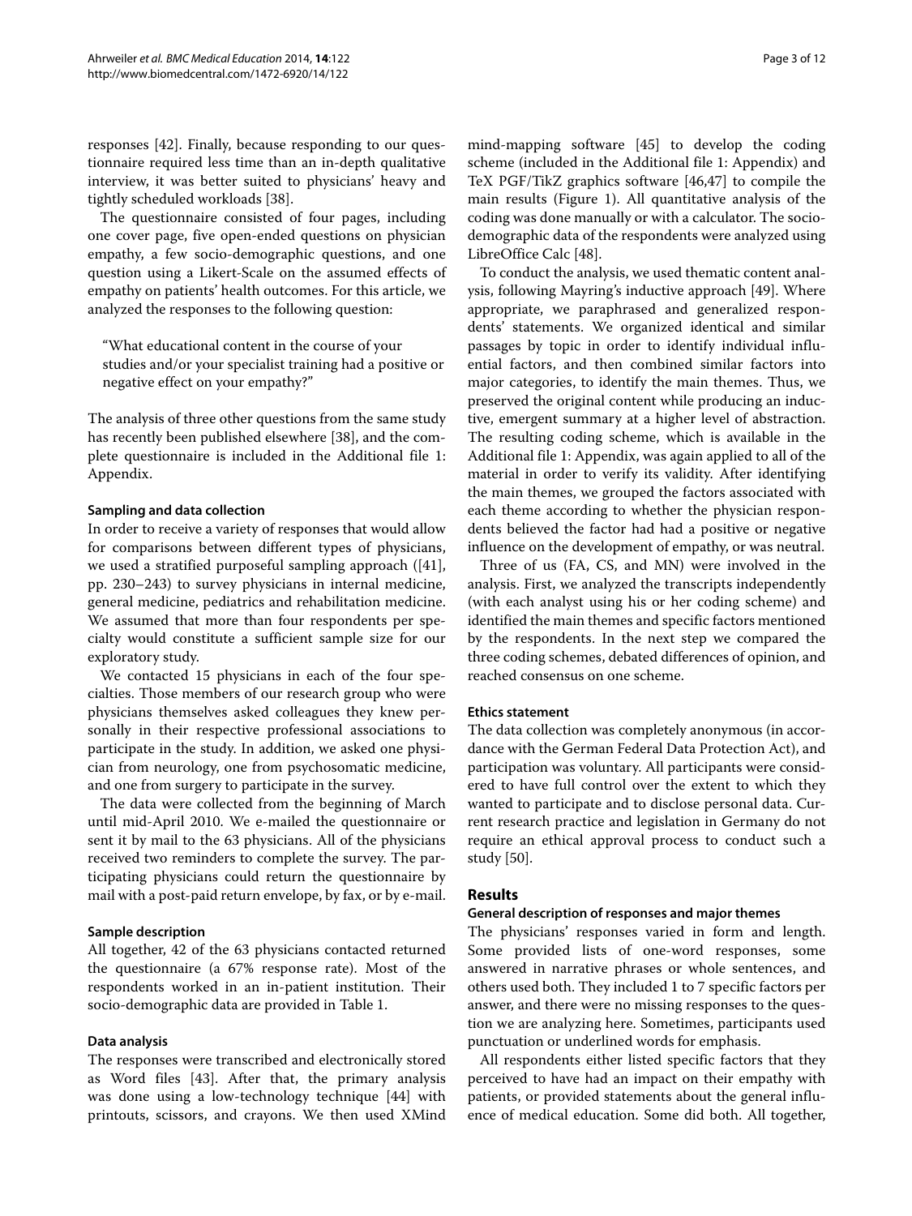responses [42]. Finally, because responding to our questionnaire required less time than an in-depth qualitative interview, it was better suited to physicians' heavy and tightly scheduled workloads [38].

The questionnaire consisted of four pages, including one cover page, five open-ended questions on physician empathy, a few socio-demographic questions, and one question using a Likert-Scale on the assumed effects of empathy on patients' health outcomes. For this article, we analyzed the responses to the following question:

> "What educational content in the course of your studies and/or your specialist training had a positive or negative effect on your empathy?"

The analysis of three other questions from the same study has recently been published elsewhere [38], and the complete questionnaire is included in the Additional file 1: Appendix.

#### Sampling and data collection

In order to receive a variety of responses that would allow for comparisons between different types of physicians, we used a stratified purposeful sampling approach ([41], pp. 230–243) to survey physicians in internal medicine, general medicine, pediatrics and rehabilitation medicine. We assumed that more than four respondents per specialty would constitute a sufficient sample size for our exploratory study.

We contacted 15 physicians in each of the four specialties. Those members of our research group who were physicians themselves asked colleagues they knew personally in their respective professional associations to participate in the study. In addition, we asked one physician from neurology, one from psychosomatic medicine, and one from surgery to participate in the survey.

The data were collected from the beginning of March until mid-April 2010. We e-mailed the questionnaire or sent it by mail to the 63 physicians. All of the physicians received two reminders to complete the survey. The participating physicians could return the questionnaire by mail with a post-paid return envelope, by fax, or by e-mail.

#### Sample description

All together, 42 of the 63 physicians contacted returned the questionnaire (a 67% response rate). Most of the respondents worked in an in-patient institution. Their socio-demographic data are provided in Table 1.

#### Data analysis

The responses were transcribed and electronically stored as Word files [43]. After that, the primary analysis was done using a low-technology technique [44] with printouts, scissors, and crayons. We then used XMind mind-mapping software [45] to develop the coding scheme (included in the Additional file 1: Appendix) and TeX PGF/TikZ graphics software [46,47] to compile the main results (Figure 1). All quantitative analysis of the coding was done manually or with a calculator. The socio-demographic data of the respondents were analyzed using LibreOffice Calc [48].

To conduct the analysis, we used thematic content analysis, following Mayring's inductive approach [49]. Where appropriate, we paraphrased and generalized respondents' statements. We organized identical and similar passages by topic in order to identify individual influential factors, and then combined similar factors into major categories, to identify the main themes. Thus, we preserved the original content while producing an inductive, emergent summary at a higher level of abstraction. The resulting coding scheme, which is available in the Additional file 1: Appendix, was again applied to all of the material in order to verify its validity. After identifying the main themes, we grouped the factors associated with each theme according to whether the physician respondents believed the factor had had a positive or negative influence on the development of empathy, or was neutral.

Three of us (FA, CS, and MN) were involved in the analysis. First, we analyzed the transcripts independently (with each analyst using his or her coding scheme) and identified the main themes and specific factors mentioned by the respondents. In the next step we compared the three coding schemes, debated differences of opinion, and reached consensus on one scheme.

#### Ethics statement

The data collection was completely anonymous (in accordance with the German Federal Data Protection Act), and participation was voluntary. All participants were considered to have full control over the extent to which they wanted to participate and to disclose personal data. Current research practice and legislation in Germany do not require an ethical approval process to conduct such a study [50].

## Results

#### General description of responses and major themes

The physicians' responses varied in form and length. Some provided lists of one-word responses, some answered in narrative phrases or whole sentences, and others used both. They included 1 to 7 specific factors per answer, and there were no missing responses to the question we are analyzing here. Sometimes, participants used punctuation or underlined words for emphasis.

All respondents either listed specific factors that they perceived to have had an impact on their empathy with patients, or provided statements about the general influence of medical education. Some did both. All together,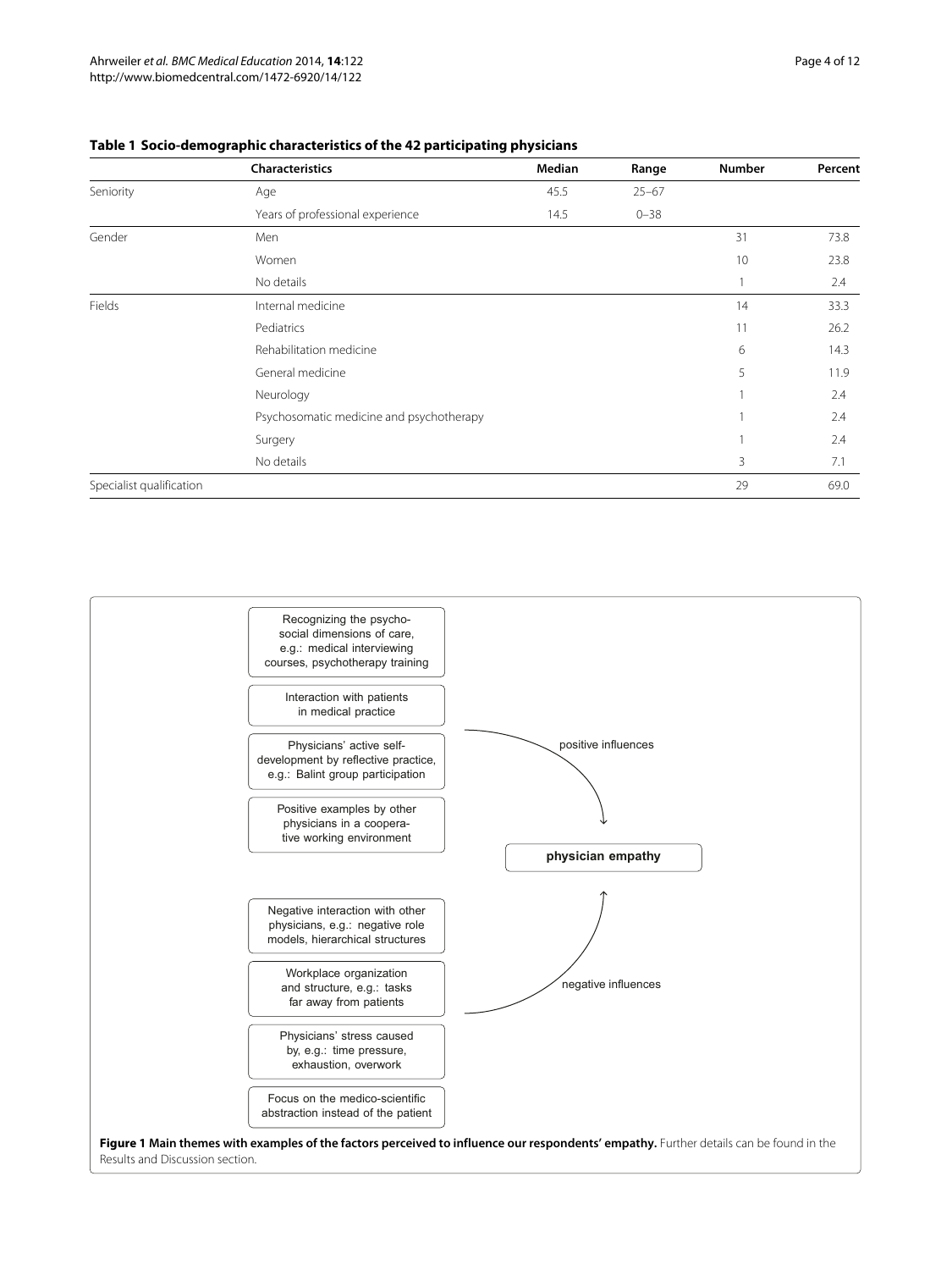**Table 1 Socio-demographic characteristics of the 42 participating physicians**

| | Characteristics | Median | Range | Number | Percent |
|---|---|---|---|---|---|
| Seniority | Age | 45.5 | 25–67 | | |
| | Years of professional experience | 14.5 | 0–38 | | |
| Gender | Men | | | 31 | 73.8 |
| | Women | | | 10 | 23.8 |
| | No details | | | 1 | 2.4 |
| Fields | Internal medicine | | | 14 | 33.3 |
| | Pediatrics | | | 11 | 26.2 |
| | Rehabilitation medicine | | | 6 | 14.3 |
| | General medicine | | | 5 | 11.9 |
| | Neurology | | | 1 | 2.4 |
| | Psychosomatic medicine and psychotherapy | | | 1 | 2.4 |
| | Surgery | | | 1 | 2.4 |
| | No details | | | 3 | 7.1 |
| Specialist qualification | | | | 29 | 69.0 |

Recognizing the psycho-social dimensions of care, e.g.: medical interviewing courses, psychotherapy training

Interaction with patients in medical practice

Physicians' active self-development by reflective practice, e.g.: Balint group participation

Positive examples by other physicians in a cooperative working environment

positive influences

**physician empathy**

negative influences

Negative interaction with other physicians, e.g.: negative role models, hierarchical structures

Workplace organization and structure, e.g.: tasks far away from patients

Physicians' stress caused by, e.g.: time pressure, exhaustion, overwork

Focus on the medico-scientific abstraction instead of the patient

**Figure 1 Main themes with examples of the factors perceived to influence our respondents' empathy.** Further details can be found in the Results and Discussion section.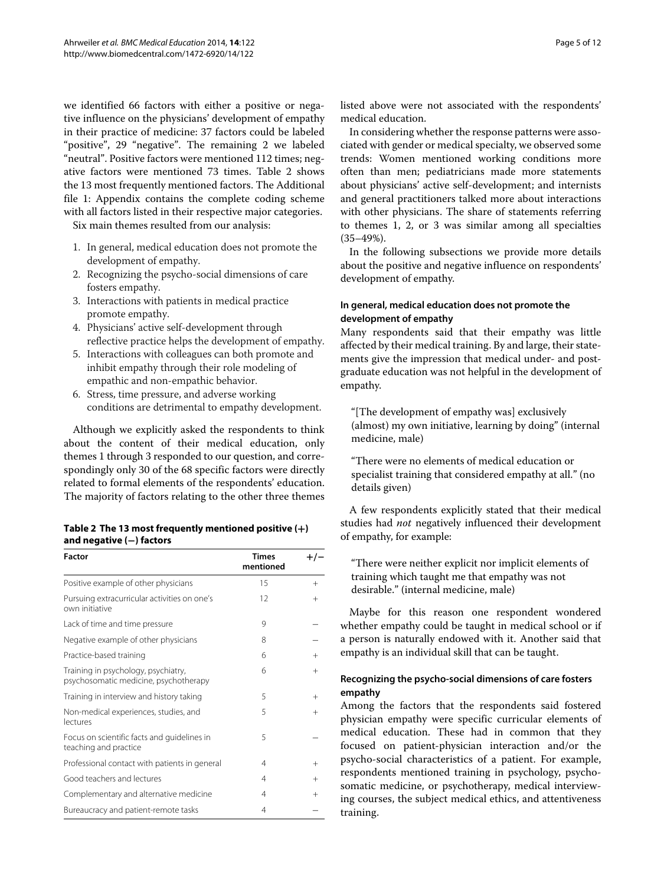we identified 66 factors with either a positive or negative influence on the physicians' development of empathy in their practice of medicine: 37 factors could be labeled "positive", 29 "negative". The remaining 2 we labeled "neutral". Positive factors were mentioned 112 times; negative factors were mentioned 73 times. Table 2 shows the 13 most frequently mentioned factors. The Additional file 1: Appendix contains the complete coding scheme with all factors listed in their respective major categories.

Six main themes resulted from our analysis:

1. In general, medical education does not promote the development of empathy.
2. Recognizing the psycho-social dimensions of care fosters empathy.
3. Interactions with patients in medical practice promote empathy.
4. Physicians' active self-development through reflective practice helps the development of empathy.
5. Interactions with colleagues can both promote and inhibit empathy through their role modeling of empathic and non-empathic behavior.
6. Stress, time pressure, and adverse working conditions are detrimental to empathy development.

Although we explicitly asked the respondents to think about the content of their medical education, only themes 1 through 3 responded to our question, and correspondingly only 30 of the 68 specific factors were directly related to formal elements of the respondents' education. The majority of factors relating to the other three themes listed above were not associated with the respondents' medical education.

**Table 2 The 13 most frequently mentioned positive (+) and negative (−) factors**

| Factor | Times mentioned | +/− |
|---|---|---|
| Positive example of other physicians | 15 | + |
| Pursuing extracurricular activities on one's own initiative | 12 | + |
| Lack of time and time pressure | 9 | − |
| Negative example of other physicians | 8 | − |
| Practice-based training | 6 | + |
| Training in psychology, psychiatry, psychosomatic medicine, psychotherapy | 6 | + |
| Training in interview and history taking | 5 | + |
| Non-medical experiences, studies, and lectures | 5 | + |
| Focus on scientific facts and guidelines in teaching and practice | 5 | − |
| Professional contact with patients in general | 4 | + |
| Good teachers and lectures | 4 | + |
| Complementary and alternative medicine | 4 | + |
| Bureaucracy and patient-remote tasks | 4 | − |

In considering whether the response patterns were associated with gender or medical specialty, we observed some trends: Women mentioned working conditions more often than men; pediatricians made more statements about physicians' active self-development; and internists and general practitioners talked more about interactions with other physicians. The share of statements referring to themes 1, 2, or 3 was similar among all specialties (35–49%).

In the following subsections we provide more details about the positive and negative influence on respondents' development of empathy.

### In general, medical education does not promote the development of empathy

Many respondents said that their empathy was little affected by their medical training. By and large, their statements give the impression that medical under- and post-graduate education was not helpful in the development of empathy.

> "[The development of empathy was] exclusively (almost) my own initiative, learning by doing" (internal medicine, male)

> "There were no elements of medical education or specialist training that considered empathy at all." (no details given)

A few respondents explicitly stated that their medical studies had *not* negatively influenced their development of empathy, for example:

> "There were neither explicit nor implicit elements of training which taught me that empathy was not desirable." (internal medicine, male)

Maybe for this reason one respondent wondered whether empathy could be taught in medical school or if a person is naturally endowed with it. Another said that empathy is an individual skill that can be taught.

### Recognizing the psycho-social dimensions of care fosters empathy

Among the factors that the respondents said fostered physician empathy were specific curricular elements of medical education. These had in common that they focused on patient-physician interaction and/or the psycho-social characteristics of a patient. For example, respondents mentioned training in psychology, psychosomatic medicine, or psychotherapy, medical interviewing courses, the subject medical ethics, and attentiveness training.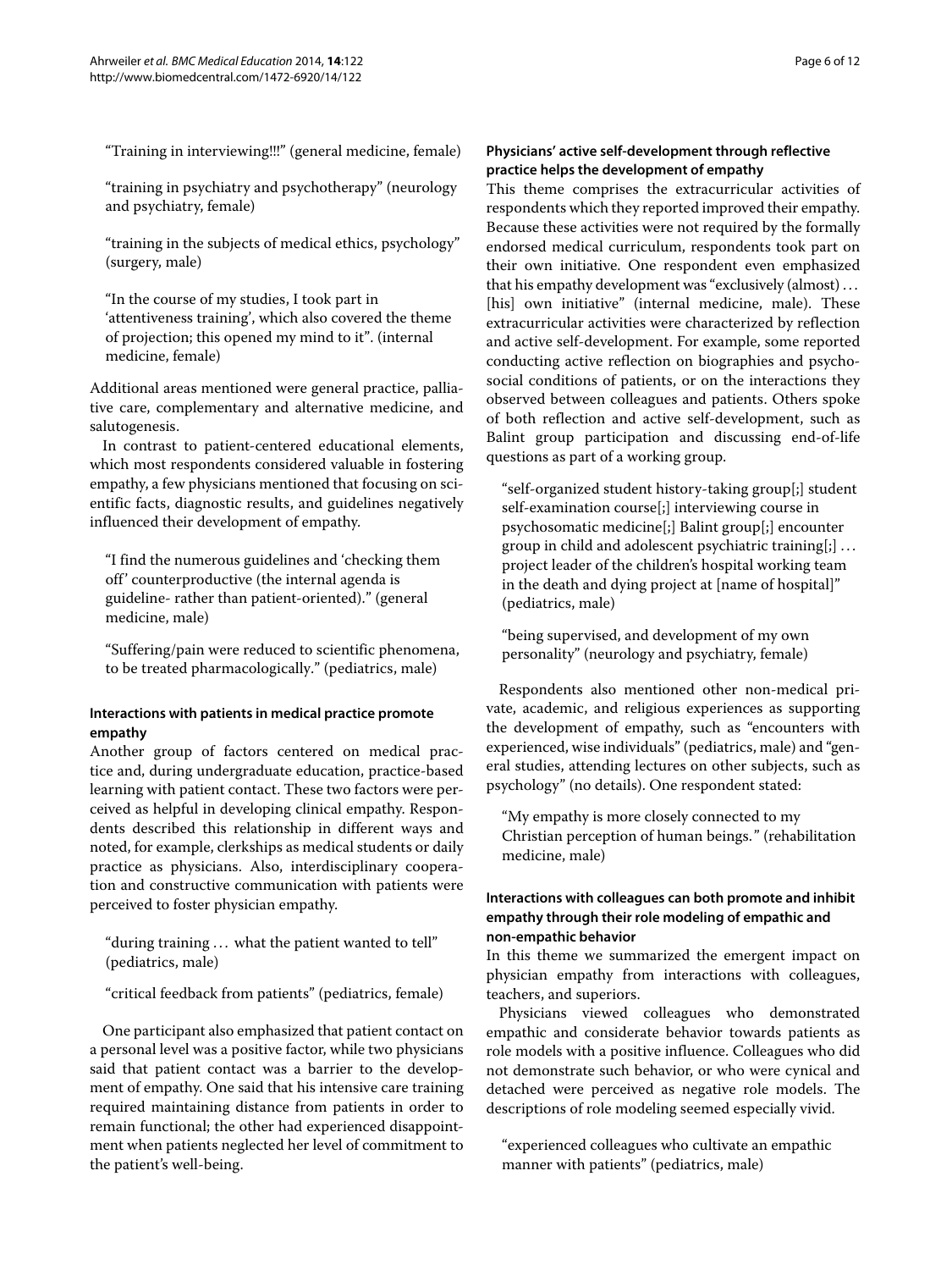"Training in interviewing!!!" (general medicine, female)

"training in psychiatry and psychotherapy" (neurology and psychiatry, female)

"training in the subjects of medical ethics, psychology" (surgery, male)

"In the course of my studies, I took part in 'attentiveness training', which also covered the theme of projection; this opened my mind to it". (internal medicine, female)

Additional areas mentioned were general practice, palliative care, complementary and alternative medicine, and salutogenesis.

In contrast to patient-centered educational elements, which most respondents considered valuable in fostering empathy, a few physicians mentioned that focusing on scientific facts, diagnostic results, and guidelines negatively influenced their development of empathy.

"I find the numerous guidelines and 'checking them off' counterproductive (the internal agenda is guideline- rather than patient-oriented)." (general medicine, male)

"Suffering/pain were reduced to scientific phenomena, to be treated pharmacologically." (pediatrics, male)

#### Interactions with patients in medical practice promote empathy

Another group of factors centered on medical practice and, during undergraduate education, practice-based learning with patient contact. These two factors were perceived as helpful in developing clinical empathy. Respondents described this relationship in different ways and noted, for example, clerkships as medical students or daily practice as physicians. Also, interdisciplinary cooperation and constructive communication with patients were perceived to foster physician empathy.

"during training ... what the patient wanted to tell" (pediatrics, male)

"critical feedback from patients" (pediatrics, female)

One participant also emphasized that patient contact on a personal level was a positive factor, while two physicians said that patient contact was a barrier to the development of empathy. One said that his intensive care training required maintaining distance from patients in order to remain functional; the other had experienced disappointment when patients neglected her level of commitment to the patient's well-being.

#### Physicians' active self-development through reflective practice helps the development of empathy

This theme comprises the extracurricular activities of respondents which they reported improved their empathy. Because these activities were not required by the formally endorsed medical curriculum, respondents took part on their own initiative. One respondent even emphasized that his empathy development was "exclusively (almost) ... [his] own initiative" (internal medicine, male). These extracurricular activities were characterized by reflection and active self-development. For example, some reported conducting active reflection on biographies and psychosocial conditions of patients, or on the interactions they observed between colleagues and patients. Others spoke of both reflection and active self-development, such as Balint group participation and discussing end-of-life questions as part of a working group.

"self-organized student history-taking group[;] student self-examination course[;] interviewing course in psychosomatic medicine[;] Balint group[;] encounter group in child and adolescent psychiatric training[;] ... project leader of the children's hospital working team in the death and dying project at [name of hospital]" (pediatrics, male)

"being supervised, and development of my own personality" (neurology and psychiatry, female)

Respondents also mentioned other non-medical private, academic, and religious experiences as supporting the development of empathy, such as "encounters with experienced, wise individuals" (pediatrics, male) and "general studies, attending lectures on other subjects, such as psychology" (no details). One respondent stated:

"My empathy is more closely connected to my Christian perception of human beings." (rehabilitation medicine, male)

#### Interactions with colleagues can both promote and inhibit empathy through their role modeling of empathic and non-empathic behavior

In this theme we summarized the emergent impact on physician empathy from interactions with colleagues, teachers, and superiors.

Physicians viewed colleagues who demonstrated empathic and considerate behavior towards patients as role models with a positive influence. Colleagues who did not demonstrate such behavior, or who were cynical and detached were perceived as negative role models. The descriptions of role modeling seemed especially vivid.

"experienced colleagues who cultivate an empathic manner with patients" (pediatrics, male)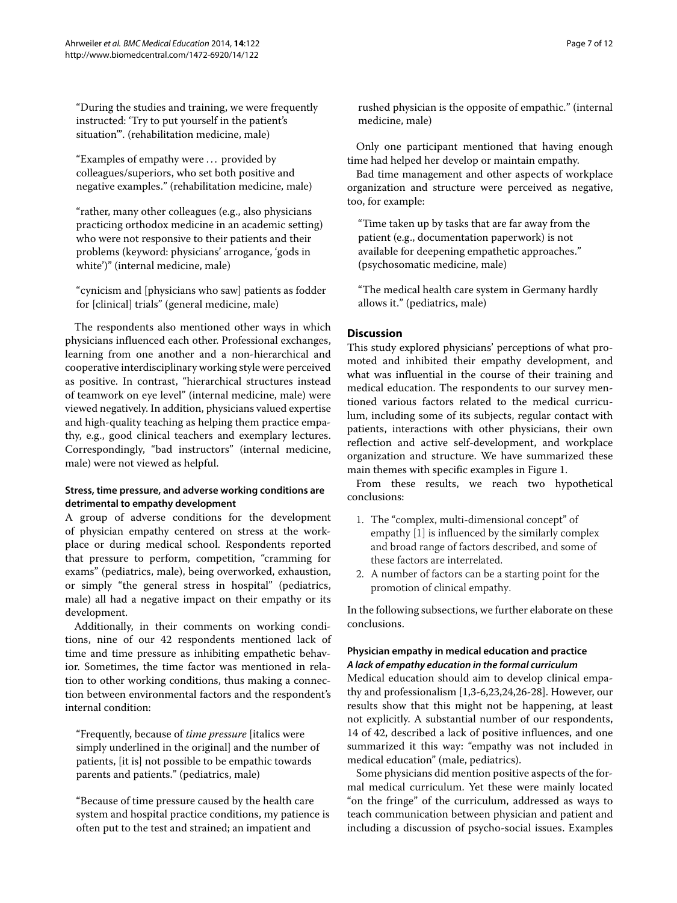"During the studies and training, we were frequently instructed: 'Try to put yourself in the patient's situation'". (rehabilitation medicine, male)

"Examples of empathy were … provided by colleagues/superiors, who set both positive and negative examples." (rehabilitation medicine, male)

"rather, many other colleagues (e.g., also physicians practicing orthodox medicine in an academic setting) who were not responsive to their patients and their problems (keyword: physicians' arrogance, 'gods in white')" (internal medicine, male)

"cynicism and [physicians who saw] patients as fodder for [clinical] trials" (general medicine, male)

The respondents also mentioned other ways in which physicians influenced each other. Professional exchanges, learning from one another and a non-hierarchical and cooperative interdisciplinary working style were perceived as positive. In contrast, "hierarchical structures instead of teamwork on eye level" (internal medicine, male) were viewed negatively. In addition, physicians valued expertise and high-quality teaching as helping them practice empathy, e.g., good clinical teachers and exemplary lectures. Correspondingly, "bad instructors" (internal medicine, male) were not viewed as helpful.

#### Stress, time pressure, and adverse working conditions are detrimental to empathy development

A group of adverse conditions for the development of physician empathy centered on stress at the workplace or during medical school. Respondents reported that pressure to perform, competition, "cramming for exams" (pediatrics, male), being overworked, exhaustion, or simply "the general stress in hospital" (pediatrics, male) all had a negative impact on their empathy or its development.

Additionally, in their comments on working conditions, nine of our 42 respondents mentioned lack of time and time pressure as inhibiting empathetic behavior. Sometimes, the time factor was mentioned in relation to other working conditions, thus making a connection between environmental factors and the respondent's internal condition:

"Frequently, because of *time pressure* [italics were simply underlined in the original] and the number of patients, [it is] not possible to be empathic towards parents and patients." (pediatrics, male)

"Because of time pressure caused by the health care system and hospital practice conditions, my patience is often put to the test and strained; an impatient and rushed physician is the opposite of empathic." (internal medicine, male)

Only one participant mentioned that having enough time had helped her develop or maintain empathy.

Bad time management and other aspects of workplace organization and structure were perceived as negative, too, for example:

"Time taken up by tasks that are far away from the patient (e.g., documentation paperwork) is not available for deepening empathetic approaches." (psychosomatic medicine, male)

"The medical health care system in Germany hardly allows it." (pediatrics, male)

## Discussion

This study explored physicians' perceptions of what promoted and inhibited their empathy development, and what was influential in the course of their training and medical education. The respondents to our survey mentioned various factors related to the medical curriculum, including some of its subjects, regular contact with patients, interactions with other physicians, their own reflection and active self-development, and workplace organization and structure. We have summarized these main themes with specific examples in Figure 1.

From these results, we reach two hypothetical conclusions:

1. The "complex, multi-dimensional concept" of empathy [1] is influenced by the similarly complex and broad range of factors described, and some of these factors are interrelated.
2. A number of factors can be a starting point for the promotion of clinical empathy.

In the following subsections, we further elaborate on these conclusions.

### Physician empathy in medical education and practice

#### *A lack of empathy education in the formal curriculum*

Medical education should aim to develop clinical empathy and professionalism [1,3-6,23,24,26-28]. However, our results show that this might not be happening, at least not explicitly. A substantial number of our respondents, 14 of 42, described a lack of positive influences, and one summarized it this way: "empathy was not included in medical education" (male, pediatrics).

Some physicians did mention positive aspects of the formal medical curriculum. Yet these were mainly located "on the fringe" of the curriculum, addressed as ways to teach communication between physician and patient and including a discussion of psycho-social issues. Examples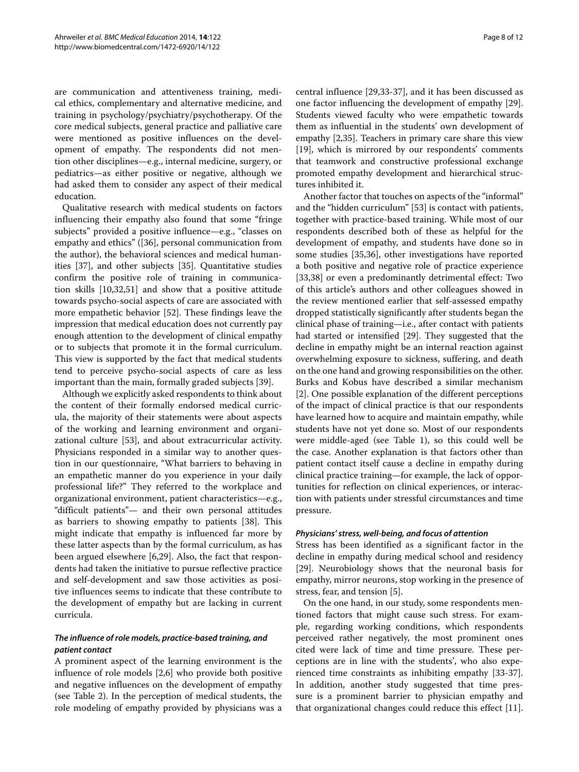are communication and attentiveness training, medical ethics, complementary and alternative medicine, and training in psychology/psychiatry/psychotherapy. Of the core medical subjects, general practice and palliative care were mentioned as positive influences on the development of empathy. The respondents did not mention other disciplines—e.g., internal medicine, surgery, or pediatrics—as either positive or negative, although we had asked them to consider any aspect of their medical education.

Qualitative research with medical students on factors influencing their empathy also found that some "fringe subjects" provided a positive influence—e.g., "classes on empathy and ethics" ([36], personal communication from the author), the behavioral sciences and medical humanities [37], and other subjects [35]. Quantitative studies confirm the positive role of training in communication skills [10,32,51] and show that a positive attitude towards psycho-social aspects of care are associated with more empathetic behavior [52]. These findings leave the impression that medical education does not currently pay enough attention to the development of clinical empathy or to subjects that promote it in the formal curriculum. This view is supported by the fact that medical students tend to perceive psycho-social aspects of care as less important than the main, formally graded subjects [39].

Although we explicitly asked respondents to think about the content of their formally endorsed medical curricula, the majority of their statements were about aspects of the working and learning environment and organizational culture [53], and about extracurricular activity. Physicians responded in a similar way to another question in our questionnaire, "What barriers to behaving in an empathetic manner do you experience in your daily professional life?" They referred to the workplace and organizational environment, patient characteristics—e.g., "difficult patients"— and their own personal attitudes as barriers to showing empathy to patients [38]. This might indicate that empathy is influenced far more by these latter aspects than by the formal curriculum, as has been argued elsewhere [6,29]. Also, the fact that respondents had taken the initiative to pursue reflective practice and self-development and saw those activities as positive influences seems to indicate that these contribute to the development of empathy but are lacking in current curricula.

#### *The influence of role models, practice-based training, and patient contact*

A prominent aspect of the learning environment is the influence of role models [2,6] who provide both positive and negative influences on the development of empathy (see Table 2). In the perception of medical students, the role modeling of empathy provided by physicians was a central influence [29,33-37], and it has been discussed as one factor influencing the development of empathy [29]. Students viewed faculty who were empathetic towards them as influential in the students' own development of empathy [2,35]. Teachers in primary care share this view [19], which is mirrored by our respondents' comments that teamwork and constructive professional exchange promoted empathy development and hierarchical structures inhibited it.

Another factor that touches on aspects of the "informal" and the "hidden curriculum" [53] is contact with patients, together with practice-based training. While most of our respondents described both of these as helpful for the development of empathy, and students have done so in some studies [35,36], other investigations have reported a both positive and negative role of practice experience [33,38] or even a predominantly detrimental effect: Two of this article's authors and other colleagues showed in the review mentioned earlier that self-assessed empathy dropped statistically significantly after students began the clinical phase of training—i.e., after contact with patients had started or intensified [29]. They suggested that the decline in empathy might be an internal reaction against overwhelming exposure to sickness, suffering, and death on the one hand and growing responsibilities on the other. Burks and Kobus have described a similar mechanism [2]. One possible explanation of the different perceptions of the impact of clinical practice is that our respondents have learned how to acquire and maintain empathy, while students have not yet done so. Most of our respondents were middle-aged (see Table 1), so this could well be the case. Another explanation is that factors other than patient contact itself cause a decline in empathy during clinical practice training—for example, the lack of opportunities for reflection on clinical experiences, or interaction with patients under stressful circumstances and time pressure.

#### *Physicians' stress, well-being, and focus of attention*

Stress has been identified as a significant factor in the decline in empathy during medical school and residency [29]. Neurobiology shows that the neuronal basis for empathy, mirror neurons, stop working in the presence of stress, fear, and tension [5].

On the one hand, in our study, some respondents mentioned factors that might cause such stress. For example, regarding working conditions, which respondents perceived rather negatively, the most prominent ones cited were lack of time and time pressure. These perceptions are in line with the students', who also experienced time constraints as inhibiting empathy [33-37]. In addition, another study suggested that time pressure is a prominent barrier to physician empathy and that organizational changes could reduce this effect [11].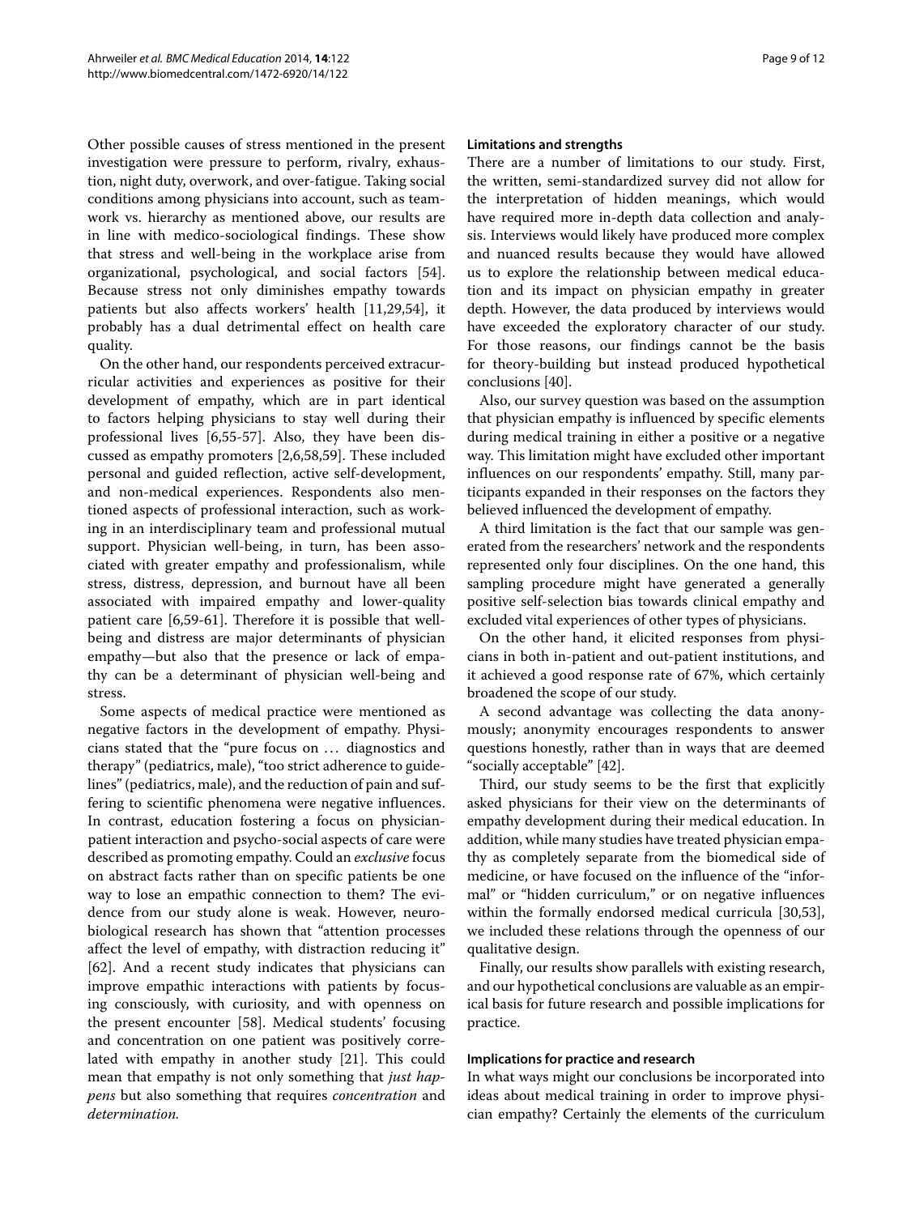Other possible causes of stress mentioned in the present investigation were pressure to perform, rivalry, exhaustion, night duty, overwork, and over-fatigue. Taking social conditions among physicians into account, such as teamwork vs. hierarchy as mentioned above, our results are in line with medico-sociological findings. These show that stress and well-being in the workplace arise from organizational, psychological, and social factors [54]. Because stress not only diminishes empathy towards patients but also affects workers' health [11,29,54], it probably has a dual detrimental effect on health care quality.

On the other hand, our respondents perceived extracurricular activities and experiences as positive for their development of empathy, which are in part identical to factors helping physicians to stay well during their professional lives [6,55-57]. Also, they have been discussed as empathy promoters [2,6,58,59]. These included personal and guided reflection, active self-development, and non-medical experiences. Respondents also mentioned aspects of professional interaction, such as working in an interdisciplinary team and professional mutual support. Physician well-being, in turn, has been associated with greater empathy and professionalism, while stress, distress, depression, and burnout have all been associated with impaired empathy and lower-quality patient care [6,59-61]. Therefore it is possible that well-being and distress are major determinants of physician empathy—but also that the presence or lack of empathy can be a determinant of physician well-being and stress.

Some aspects of medical practice were mentioned as negative factors in the development of empathy. Physicians stated that the "pure focus on … diagnostics and therapy" (pediatrics, male), "too strict adherence to guidelines" (pediatrics, male), and the reduction of pain and suffering to scientific phenomena were negative influences. In contrast, education fostering a focus on physician-patient interaction and psycho-social aspects of care were described as promoting empathy. Could an *exclusive* focus on abstract facts rather than on specific patients be one way to lose an empathic connection to them? The evidence from our study alone is weak. However, neurobiological research has shown that "attention processes affect the level of empathy, with distraction reducing it" [62]. And a recent study indicates that physicians can improve empathic interactions with patients by focusing consciously, with curiosity, and with openness on the present encounter [58]. Medical students' focusing and concentration on one patient was positively correlated with empathy in another study [21]. This could mean that empathy is not only something that *just happens* but also something that requires *concentration* and *determination.*

#### Limitations and strengths

There are a number of limitations to our study. First, the written, semi-standardized survey did not allow for the interpretation of hidden meanings, which would have required more in-depth data collection and analysis. Interviews would likely have produced more complex and nuanced results because they would have allowed us to explore the relationship between medical education and its impact on physician empathy in greater depth. However, the data produced by interviews would have exceeded the exploratory character of our study. For those reasons, our findings cannot be the basis for theory-building but instead produced hypothetical conclusions [40].

Also, our survey question was based on the assumption that physician empathy is influenced by specific elements during medical training in either a positive or a negative way. This limitation might have excluded other important influences on our respondents' empathy. Still, many participants expanded in their responses on the factors they believed influenced the development of empathy.

A third limitation is the fact that our sample was generated from the researchers' network and the respondents represented only four disciplines. On the one hand, this sampling procedure might have generated a generally positive self-selection bias towards clinical empathy and excluded vital experiences of other types of physicians.

On the other hand, it elicited responses from physicians in both in-patient and out-patient institutions, and it achieved a good response rate of 67%, which certainly broadened the scope of our study.

A second advantage was collecting the data anonymously; anonymity encourages respondents to answer questions honestly, rather than in ways that are deemed "socially acceptable" [42].

Third, our study seems to be the first that explicitly asked physicians for their view on the determinants of empathy development during their medical education. In addition, while many studies have treated physician empathy as completely separate from the biomedical side of medicine, or have focused on the influence of the "informal" or "hidden curriculum," or on negative influences within the formally endorsed medical curricula [30,53], we included these relations through the openness of our qualitative design.

Finally, our results show parallels with existing research, and our hypothetical conclusions are valuable as an empirical basis for future research and possible implications for practice.

#### Implications for practice and research

In what ways might our conclusions be incorporated into ideas about medical training in order to improve physician empathy? Certainly the elements of the curriculum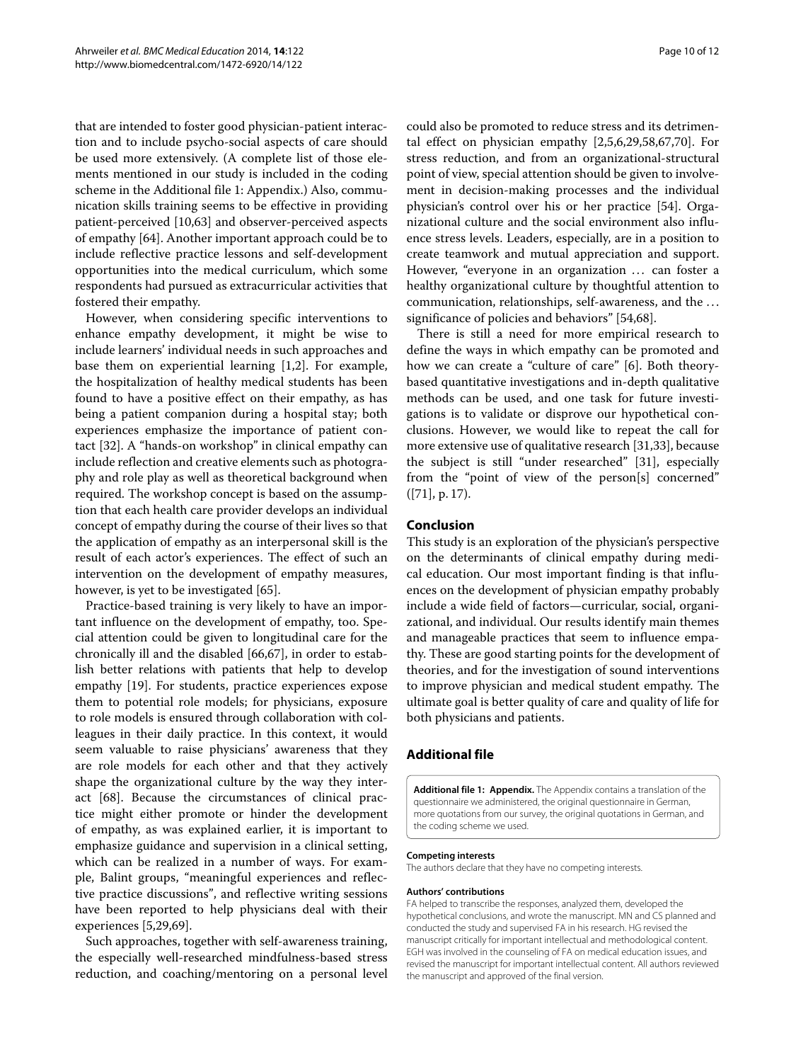that are intended to foster good physician-patient interaction and to include psycho-social aspects of care should be used more extensively. (A complete list of those elements mentioned in our study is included in the coding scheme in the Additional file 1: Appendix.) Also, communication skills training seems to be effective in providing patient-perceived [10,63] and observer-perceived aspects of empathy [64]. Another important approach could be to include reflective practice lessons and self-development opportunities into the medical curriculum, which some respondents had pursued as extracurricular activities that fostered their empathy.

However, when considering specific interventions to enhance empathy development, it might be wise to include learners' individual needs in such approaches and base them on experiential learning [1,2]. For example, the hospitalization of healthy medical students has been found to have a positive effect on their empathy, as has being a patient companion during a hospital stay; both experiences emphasize the importance of patient contact [32]. A "hands-on workshop" in clinical empathy can include reflection and creative elements such as photography and role play as well as theoretical background when required. The workshop concept is based on the assumption that each health care provider develops an individual concept of empathy during the course of their lives so that the application of empathy as an interpersonal skill is the result of each actor's experiences. The effect of such an intervention on the development of empathy measures, however, is yet to be investigated [65].

Practice-based training is very likely to have an important influence on the development of empathy, too. Special attention could be given to longitudinal care for the chronically ill and the disabled [66,67], in order to establish better relations with patients that help to develop empathy [19]. For students, practice experiences expose them to potential role models; for physicians, exposure to role models is ensured through collaboration with colleagues in their daily practice. In this context, it would seem valuable to raise physicians' awareness that they are role models for each other and that they actively shape the organizational culture by the way they interact [68]. Because the circumstances of clinical practice might either promote or hinder the development of empathy, as was explained earlier, it is important to emphasize guidance and supervision in a clinical setting, which can be realized in a number of ways. For example, Balint groups, "meaningful experiences and reflective practice discussions", and reflective writing sessions have been reported to help physicians deal with their experiences [5,29,69].

Such approaches, together with self-awareness training, the especially well-researched mindfulness-based stress reduction, and coaching/mentoring on a personal level could also be promoted to reduce stress and its detrimental effect on physician empathy [2,5,6,29,58,67,70]. For stress reduction, and from an organizational-structural point of view, special attention should be given to involvement in decision-making processes and the individual physician's control over his or her practice [54]. Organizational culture and the social environment also influence stress levels. Leaders, especially, are in a position to create teamwork and mutual appreciation and support. However, "everyone in an organization ... can foster a healthy organizational culture by thoughtful attention to communication, relationships, self-awareness, and the ... significance of policies and behaviors" [54,68].

There is still a need for more empirical research to define the ways in which empathy can be promoted and how we can create a "culture of care" [6]. Both theory-based quantitative investigations and in-depth qualitative methods can be used, and one task for future investigations is to validate or disprove our hypothetical conclusions. However, we would like to repeat the call for more extensive use of qualitative research [31,33], because the subject is still "under researched" [31], especially from the "point of view of the person[s] concerned" ([71], p. 17).

## Conclusion

This study is an exploration of the physician's perspective on the determinants of clinical empathy during medical education. Our most important finding is that influences on the development of physician empathy probably include a wide field of factors—curricular, social, organizational, and individual. Our results identify main themes and manageable practices that seem to influence empathy. These are good starting points for the development of theories, and for the investigation of sound interventions to improve physician and medical student empathy. The ultimate goal is better quality of care and quality of life for both physicians and patients.

## Additional file

**Additional file 1: Appendix.** The Appendix contains a translation of the questionnaire we administered, the original questionnaire in German, more quotations from our survey, the original quotations in German, and the coding scheme we used.

#### Competing interests

The authors declare that they have no competing interests.

#### Authors' contributions

FA helped to transcribe the responses, analyzed them, developed the hypothetical conclusions, and wrote the manuscript. MN and CS planned and conducted the study and supervised FA in his research. HG revised the manuscript critically for important intellectual and methodological content. EGH was involved in the counseling of FA on medical education issues, and revised the manuscript for important intellectual content. All authors reviewed the manuscript and approved of the final version.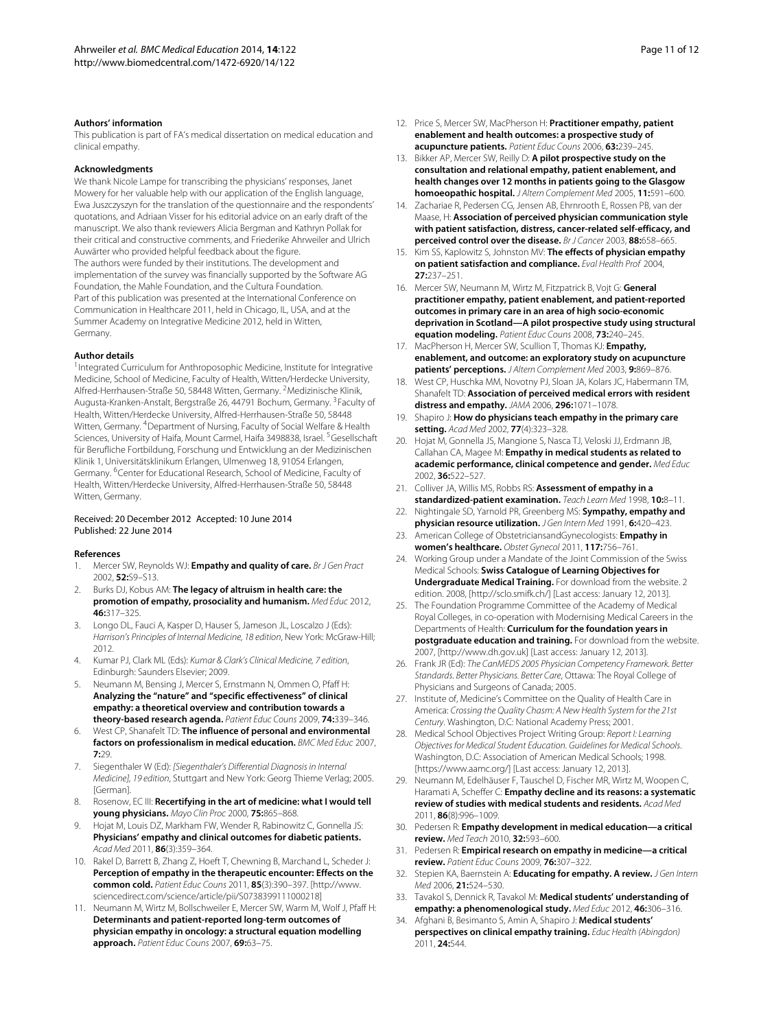### Authors' information

This publication is part of FA's medical dissertation on medical education and clinical empathy.

### Acknowledgments

We thank Nicole Lampe for transcribing the physicians' responses, Janet Mowery for her valuable help with our application of the English language, Ewa Juszczyszyn for the translation of the questionnaire and the respondents' quotations, and Adriaan Visser for his editorial advice on an early draft of the manuscript. We also thank reviewers Alicia Bergman and Kathryn Pollak for their critical and constructive comments, and Friederike Ahrweiler and Ulrich Auwärter who provided helpful feedback about the figure.
The authors were funded by their institutions. The development and implementation of the survey was financially supported by the Software AG Foundation, the Mahle Foundation, and the Cultura Foundation.
Part of this publication was presented at the International Conference on Communication in Healthcare 2011, held in Chicago, IL, USA, and at the Summer Academy on Integrative Medicine 2012, held in Witten, Germany.

### Author details

[1]Integrated Curriculum for Anthroposophic Medicine, Institute for Integrative Medicine, School of Medicine, Faculty of Health, Witten/Herdecke University, Alfred-Herrhausen-Straße 50, 58448 Witten, Germany. [2]Medizinische Klinik, Augusta-Kranken-Anstalt, Bergstraße 26, 44791 Bochum, Germany. [3]Faculty of Health, Witten/Herdecke University, Alfred-Herrhausen-Straße 50, 58448 Witten, Germany. [4]Department of Nursing, Faculty of Social Welfare & Health Sciences, University of Haifa, Mount Carmel, Haifa 3498838, Israel. [5]Gesellschaft für Berufliche Fortbildung, Forschung und Entwicklung an der Medizinischen Klinik 1, Universitätsklinikum Erlangen, Ulmenweg 18, 91054 Erlangen, Germany. [6]Center for Educational Research, School of Medicine, Faculty of Health, Witten/Herdecke University, Alfred-Herrhausen-Straße 50, 58448 Witten, Germany.

Received: 20 December 2012 Accepted: 10 June 2014
Published: 22 June 2014

### References

1. Mercer SW, Reynolds WJ: **Empathy and quality of care.** *Br J Gen Pract* 2002, **52:**S9–S13.
2. Burks DJ, Kobus AM: **The legacy of altruism in health care: the promotion of empathy, prosociality and humanism.** *Med Educ* 2012, **46:**317–325.
3. Longo DL, Fauci A, Kasper D, Hauser S, Jameson JL, Loscalzo J (Eds): *Harrison's Principles of Internal Medicine, 18 edition*, New York: McGraw-Hill; 2012.
4. Kumar PJ, Clark ML (Eds): *Kumar & Clark's Clinical Medicine, 7 edition*, Edinburgh: Saunders Elsevier; 2009.
5. Neumann M, Bensing J, Mercer S, Ernstmann N, Ommen O, Pfaff H: **Analyzing the "nature" and "specific effectiveness" of clinical empathy: a theoretical overview and contribution towards a theory-based research agenda.** *Patient Educ Couns* 2009, **74:**339–346.
6. West CP, Shanafelt TD: **The influence of personal and environmental factors on professionalism in medical education.** *BMC Med Educ* 2007, **7:**29.
7. Siegenthaler W (Ed): *[Siegenthaler's Differential Diagnosis in Internal Medicine], 19 edition*, Stuttgart and New York: Georg Thieme Verlag; 2005. [German].
8. Rosenow, EC III: **Recertifying in the art of medicine: what I would tell young physicians.** *Mayo Clin Proc* 2000, **75:**865–868.
9. Hojat M, Louis DZ, Markham FW, Wender R, Rabinowitz C, Gonnella JS: **Physicians' empathy and clinical outcomes for diabetic patients.** *Acad Med* 2011, **86**(3):359–364.
10. Rakel D, Barrett B, Zhang Z, Hoeft T, Chewning B, Marchand L, Scheder J: **Perception of empathy in the therapeutic encounter: Effects on the common cold.** *Patient Educ Couns* 2011, **85**(3):390–397. [http://www.sciencedirect.com/science/article/pii/S0738399111000218]
11. Neumann M, Wirtz M, Bollschweiler E, Mercer SW, Warm M, Wolf J, Pfaff H: **Determinants and patient-reported long-term outcomes of physician empathy in oncology: a structural equation modelling approach.** *Patient Educ Couns* 2007, **69:**63–75.
12. Price S, Mercer SW, MacPherson H: **Practitioner empathy, patient enablement and health outcomes: a prospective study of acupuncture patients.** *Patient Educ Couns* 2006, **63:**239–245.
13. Bikker AP, Mercer SW, Reilly D: **A pilot prospective study on the consultation and relational empathy, patient enablement, and health changes over 12 months in patients going to the Glasgow homoeopathic hospital.** *J Altern Complement Med* 2005, **11:**591–600.
14. Zachariae R, Pedersen CG, Jensen AB, Ehrnrooth E, Rossen PB, van der Maase, H: **Association of perceived physician communication style with patient satisfaction, distress, cancer-related self-efficacy, and perceived control over the disease.** *Br J Cancer* 2003, **88:**658–665.
15. Kim SS, Kaplowitz S, Johnston MV: **The effects of physician empathy on patient satisfaction and compliance.** *Eval Health Prof* 2004, **27:**237–251.
16. Mercer SW, Neumann M, Wirtz M, Fitzpatrick B, Vojt G: **General practitioner empathy, patient enablement, and patient-reported outcomes in primary care in an area of high socio-economic deprivation in Scotland—A pilot prospective study using structural equation modeling.** *Patient Educ Couns* 2008, **73:**240–245.
17. MacPherson H, Mercer SW, Scullion T, Thomas KJ: **Empathy, enablement, and outcome: an exploratory study on acupuncture patients' perceptions.** *J Altern Complement Med* 2003, **9:**869–876.
18. West CP, Huschka MM, Novotny PJ, Sloan JA, Kolars JC, Habermann TM, Shanafelt TD: **Association of perceived medical errors with resident distress and empathy.** *JAMA* 2006, **296:**1071–1078.
19. Shapiro J: **How do physicians teach empathy in the primary care setting.** *Acad Med* 2002, **77**(4):323–328.
20. Hojat M, Gonnella JS, Mangione S, Nasca TJ, Veloski JJ, Erdmann JB, Callahan CA, Magee M: **Empathy in medical students as related to academic performance, clinical competence and gender.** *Med Educ* 2002, **36:**522–527.
21. Colliver JA, Willis MS, Robbs RS: **Assessment of empathy in a standardized-patient examination.** *Teach Learn Med* 1998, **10:**8–11.
22. Nightingale SD, Yarnold PR, Greenberg MS: **Sympathy, empathy and physician resource utilization.** *J Gen Intern Med* 1991, **6:**420–423.
23. American College of ObstetriciansandGynecologists: **Empathy in women's healthcare.** *Obstet Gynecol* 2011, **117:**756–761.
24. Working Group under a Mandate of the Joint Commission of the Swiss Medical Schools: **Swiss Catalogue of Learning Objectives for Undergraduate Medical Training.** For download from the website. 2 edition. 2008, [http://sclo.smifk.ch/] [Last access: January 12, 2013].
25. The Foundation Programme Committee of the Academy of Medical Royal Colleges, in co-operation with Modernising Medical Careers in the Departments of Health: **Curriculum for the foundation years in postgraduate education and training.** For download from the website. 2007, [http://www.dh.gov.uk] [Last access: January 12, 2013].
26. Frank JR (Ed): *The CanMEDS 2005 Physician Competency Framework. Better Standards. Better Physicians. Better Care*, Ottawa: The Royal College of Physicians and Surgeons of Canada; 2005.
27. Institute of, Medicine's Committee on the Quality of Health Care in America: *Crossing the Quality Chasm: A New Health System for the 21st Century*. Washington, D.C: National Academy Press; 2001.
28. Medical School Objectives Project Writing Group: *Report I: Learning Objectives for Medical Student Education. Guidelines for Medical Schools*. Washington, D.C: Association of American Medical Schools; 1998. [https://www.aamc.org/] [Last access: January 12, 2013].
29. Neumann M, Edelhäuser F, Tauschel D, Fischer MR, Wirtz M, Woopen C, Haramati A, Scheffer C: **Empathy decline and its reasons: a systematic review of studies with medical students and residents.** *Acad Med* 2011, **86**(8):996–1009.
30. Pedersen R: **Empathy development in medical education—a critical review.** *Med Teach* 2010, **32:**593–600.
31. Pedersen R: **Empirical research on empathy in medicine—a critical review.** *Patient Educ Couns* 2009, **76:**307–322.
32. Stepien KA, Baernstein A: **Educating for empathy. A review.** *J Gen Intern Med* 2006, **21:**524–530.
33. Tavakol S, Dennick R, Tavakol M: **Medical students' understanding of empathy: a phenomenological study.** *Med Educ* 2012, **46:**306–316.
34. Afghani B, Besimanto S, Amin A, Shapiro J: **Medical students' perspectives on clinical empathy training.** *Educ Health (Abingdon)* 2011, **24:**544.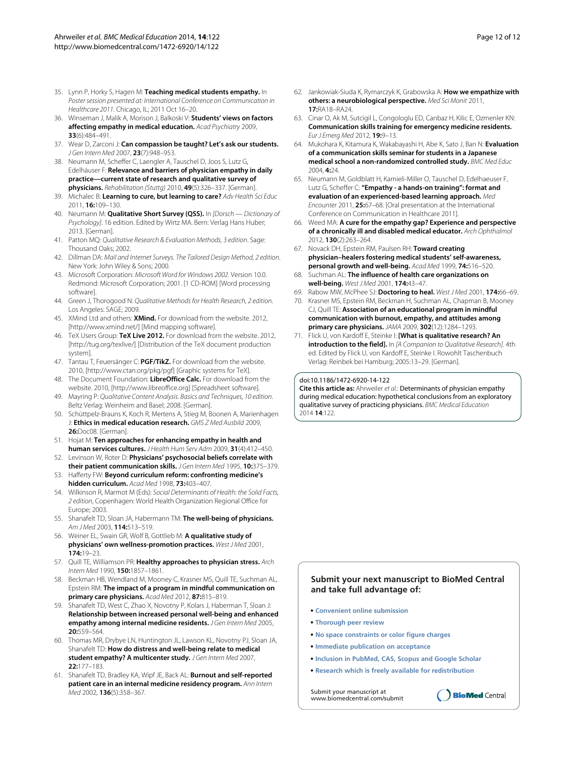35. Lynn P, Horky S, Hagen M: **Teaching medical students empathy.** In *Poster session presented at: International Conference on Communication in Healthcare 2011*. Chicago, IL; 2011 Oct 16–20.
36. Winseman J, Malik A, Morison J, Balkoski V: **Students' views on factors affecting empathy in medical education.** *Acad Psychiatry* 2009, **33**(6):484–491.
37. Wear D, Zarconi J: **Can compassion be taught? Let's ask our students.** *J Gen Intern Med* 2007, **23**(7):948–953.
38. Neumann M, Scheffer C, Laengler A, Tauschel D, Joos S, Lutz G, Edelhäuser F: **Relevance and barriers of physician empathy in daily practice—current state of research and qualitative survey of physicians.** *Rehabilitation (Stuttg)* 2010, **49**(5):326–337. [German].
39. Michalec B: **Learning to cure, but learning to care?** *Adv Health Sci Educ* 2011, **16:**109–130.
40. Neumann M: **Qualitative Short Survey (QSS).** In *[Dorsch — Dictionary of Psychology]*. 16 edition. Edited by Wirtz MA. Bern: Verlag Hans Huber; 2013. [German].
41. Patton MQ: *Qualitative Research & Evaluation Methods, 3 edition*. Sage: Thousand Oaks; 2002.
42. Dillman DA: *Mail and Internet Surveys. The Tailored Design Method, 2 edition*. New York: John Wiley & Sons; 2000.
43. Microsoft Corporation: *Microsoft Word for Windows 2002*. Version 10.0. Redmond: Microsoft Corporation; 2001. [1 CD-ROM] [Word processing software].
44. Green J, Thorogood N: *Qualitative Methods for Health Research, 2 edition*. Los Angeles: SAGE; 2009.
45. XMind Ltd and others: **XMind.** For download from the website. 2012, [http://www.xmind.net/] [Mind mapping software].
46. TeX Users Group: **TeX Live 2012.** For download from the website. 2012, [http://tug.org/texlive/] [Distribution of the TeX document production system].
47. Tantau T, Feuersänger C: **PGF/TikZ.** For download from the website. 2010, [http://www.ctan.org/pkg/pgf] [Graphic systems for TeX].
48. The Document Foundation: **LibreOffice Calc.** For download from the website. 2010, [http://www.libreoffice.org] [Spreadsheet software].
49. Mayring P: *Qualitative Content Analysis. Basics and Techniques, 10 edition*. Beltz Verlag: Weinheim and Basel; 2008. [German].
50. Schüttpelz-Brauns K, Koch R, Mertens A, Stieg M, Boonen A, Marienhagen J: **Ethics in medical education research.** *GMS Z Med Ausbild* 2009, **26:**Doc08. [German].
51. Hojat M: **Ten approaches for enhancing empathy in health and human services cultures.** *J Health Hum Serv Adm* 2009, **31**(4):412–450.
52. Levinson W, Roter D: **Physicians' psychosocial beliefs correlate with their patient communication skills.** *J Gen Intern Med* 1995, **10:**375–379.
53. Hafferty FW: **Beyond curriculum reform: confronting medicine's hidden curriculum.** *Acad Med* 1998, **73:**403–407.
54. Wilkinson R, Marmot M (Eds): *Social Determinants of Health: the Solid Facts, 2 edition*, Copenhagen: World Health Organization Regional Office for Europe; 2003.
55. Shanafelt TD, Sloan JA, Habermann TM: **The well-being of physicians.** *Am J Med* 2003, **114:**513–519.
56. Weiner EL, Swain GR, Wolf B, Gottlieb M: **A qualitative study of physicians' own wellness-promotion practices.** *West J Med* 2001, **174:**19–23.
57. Quill TE, Williamson PR: **Healthy approaches to physician stress.** *Arch Intern Med* 1990, **150:**1857–1861.
58. Beckman HB, Wendland M, Mooney C, Krasner MS, Quill TE, Suchman AL, Epstein RM: **The impact of a program in mindful communication on primary care physicians.** *Acad Med* 2012, **87:**815–819.
59. Shanafelt TD, West C, Zhao X, Novotny P, Kolars J, Haberman T, Sloan J: **Relationship between increased personal well-being and enhanced empathy among internal medicine residents.** *J Gen Intern Med* 2005, **20:**559–564.
60. Thomas MR, Drybye LN, Huntington JL, Lawson KL, Novotny PJ, Sloan JA, Shanafelt TD: **How do distress and well-being relate to medical student empathy? A multicenter study.** *J Gen Intern Med* 2007, **22:**177–183.
61. Shanafelt TD, Bradley KA, Wipf JE, Back AL: **Burnout and self-reported patient care in an internal medicine residency program.** *Ann Intern Med* 2002, **136**(5):358–367.
62. Jankowiak-Siuda K, Rymarczyk K, Grabowska A: **How we empathize with others: a neurobiological perspective.** *Med Sci Monit* 2011, **17:**RA18–RA24.
63. Cinar O, Ak M, Sutcigil L, Congologlu ED, Canbaz H, Kilic E, Ozmenler KN: **Communication skills training for emergency medicine residents.** *Eur J Emerg Med* 2012, **19:**9–13.
64. Mukohara K, Kitamura K, Wakabayashi H, Abe K, Sato J, Ban N: **Evaluation of a communication skills seminar for students in a Japanese medical school a non-randomized controlled study.** *BMC Med Educ* 2004, **4:**24.
65. Neumann M, Goldblatt H, Karnieli-Miller O, Tauschel D, Edelhaeuser F, Lutz G, Scheffer C: **"Empathy - a hands-on training": format and evaluation of an experienced-based learning approach.** *Med Encounter* 2011, **25:**67–68. [Oral presentation at the International Conference on Communication in Healthcare 2011].
66. Weed MA: **A cure for the empathy gap? Experience and perspective of a chronically ill and disabled medical educator.** *Arch Ophthalmol* 2012, **130**(2):263–264.
67. Novack DH, Epstein RM, Paulsen RH: **Toward creating physician–healers fostering medical students' self-awareness, personal growth and well-being.** *Acad Med* 1999, **74:**516–520.
68. Suchman AL: **The influence of health care organizations on well-being.** *West J Med* 2001, **174:**43–47.
69. Rabow MW, McPhee SJ: **Doctoring to heal.** *West J Med* 2001, **174:**66–69.
70. Krasner MS, Epstein RM, Beckman H, Suchman AL, Chapman B, Mooney CJ, Quill TE: **Association of an educational program in mindful communication with burnout, empathy, and attitudes among primary care physicians.** *JAMA* 2009, **302**(12):1284–1293.
71. Flick U, von Kardoff E, Steinke I: **[What is qualitative research? An introduction to the field].** In *[A Companion to Qualitative Research]*. 4th ed. Edited by Flick U, von Kardoff E, Steinke I. Rowohlt Taschenbuch Verlag: Reinbek bei Hamburg; 2005:13–29. [German].

doi:10.1186/1472-6920-14-122

**Cite this article as:** Ahrweiler *et al.*: Determinants of physician empathy during medical education: hypothetical conclusions from an exploratory qualitative survey of practicing physicians. *BMC Medical Education* 2014 **14**:122.

**Submit your next manuscript to BioMed Central and take full advantage of:**

- **Convenient online submission**
- **Thorough peer review**
- **No space constraints or color figure charges**
- **Immediate publication on acceptance**
- **Inclusion in PubMed, CAS, Scopus and Google Scholar**
- **Research which is freely available for redistribution**

Submit your manuscript at
www.biomedcentral.com/submit